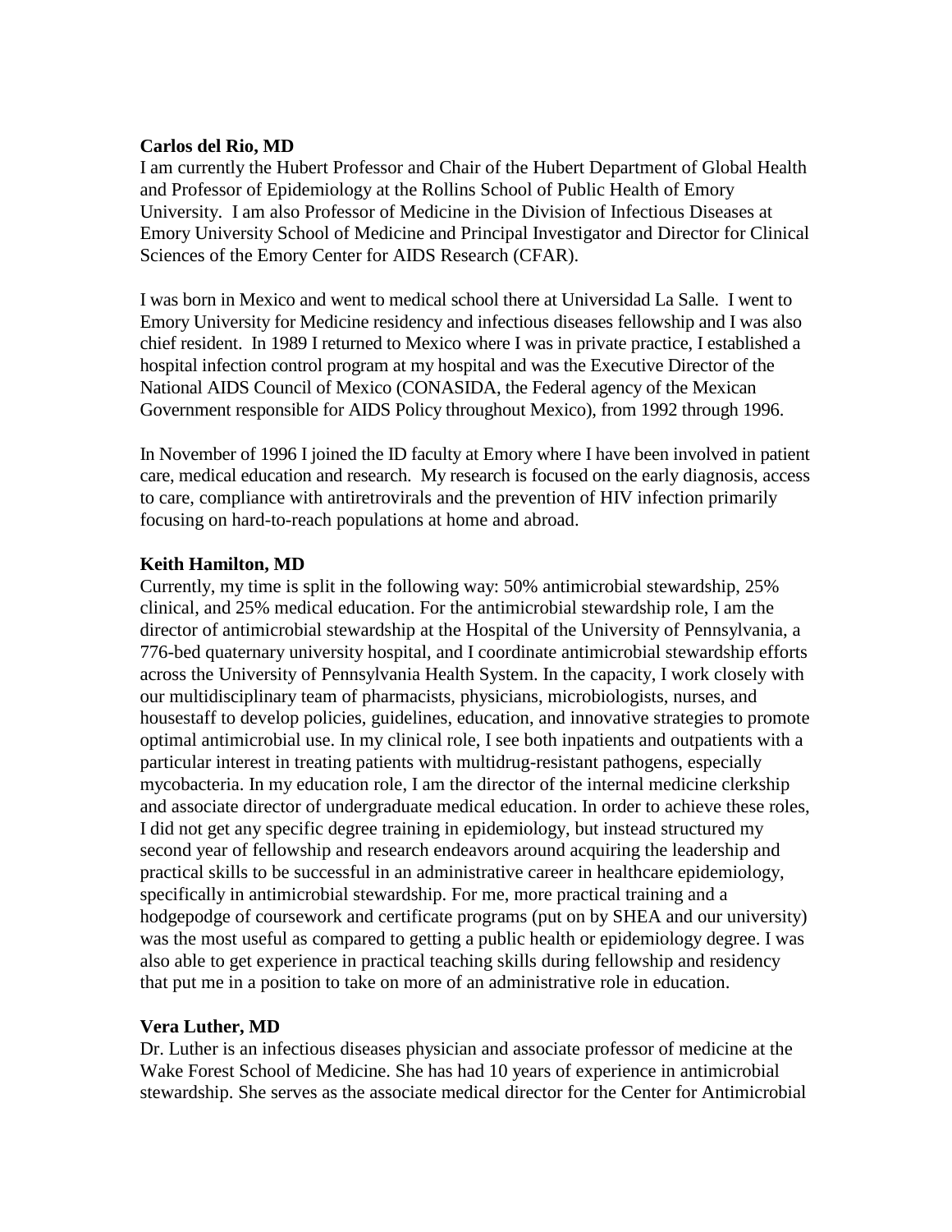**Carlos del Rio, MD**

I am currently the Hubert Professor and Chair of the Hubert Department of Global Health and Professor of Epidemiology at the Rollins School of Public Health of Emory University. I am also Professor of Medicine in the Division of Infectious Diseases at Emory University School of Medicine and Principal Investigator and Director for Clinical Sciences of the Emory Center for AIDS Research (CFAR).

I was born in Mexico and went to medical school there at Universidad La Salle. I went to Emory University for Medicine residency and infectious diseases fellowship and I was also chief resident. In 1989 I returned to Mexico where I was in private practice, I established a hospital infection control program at my hospital and was the Executive Director of the National AIDS Council of Mexico (CONASIDA, the Federal agency of the Mexican Government responsible for AIDS Policy throughout Mexico), from 1992 through 1996.

In November of 1996 I joined the ID faculty at Emory where I have been involved in patient care, medical education and research. My research is focused on the early diagnosis, access to care, compliance with antiretrovirals and the prevention of HIV infection primarily focusing on hard-to-reach populations at home and abroad.

**Keith Hamilton, MD**

Currently, my time is split in the following way: 50% antimicrobial stewardship, 25% clinical, and 25% medical education. For the antimicrobial stewardship role, I am the director of antimicrobial stewardship at the Hospital of the University of Pennsylvania, a 776-bed quaternary university hospital, and I coordinate antimicrobial stewardship efforts across the University of Pennsylvania Health System. In the capacity, I work closely with our multidisciplinary team of pharmacists, physicians, microbiologists, nurses, and housestaff to develop policies, guidelines, education, and innovative strategies to promote optimal antimicrobial use. In my clinical role, I see both inpatients and outpatients with a particular interest in treating patients with multidrug-resistant pathogens, especially mycobacteria. In my education role, I am the director of the internal medicine clerkship and associate director of undergraduate medical education. In order to achieve these roles, I did not get any specific degree training in epidemiology, but instead structured my second year of fellowship and research endeavors around acquiring the leadership and practical skills to be successful in an administrative career in healthcare epidemiology, specifically in antimicrobial stewardship. For me, more practical training and a hodgepodge of coursework and certificate programs (put on by SHEA and our university) was the most useful as compared to getting a public health or epidemiology degree. I was also able to get experience in practical teaching skills during fellowship and residency that put me in a position to take on more of an administrative role in education.

**Vera Luther, MD**

Dr. Luther is an infectious diseases physician and associate professor of medicine at the Wake Forest School of Medicine. She has had 10 years of experience in antimicrobial stewardship. She serves as the associate medical director for the Center for Antimicrobial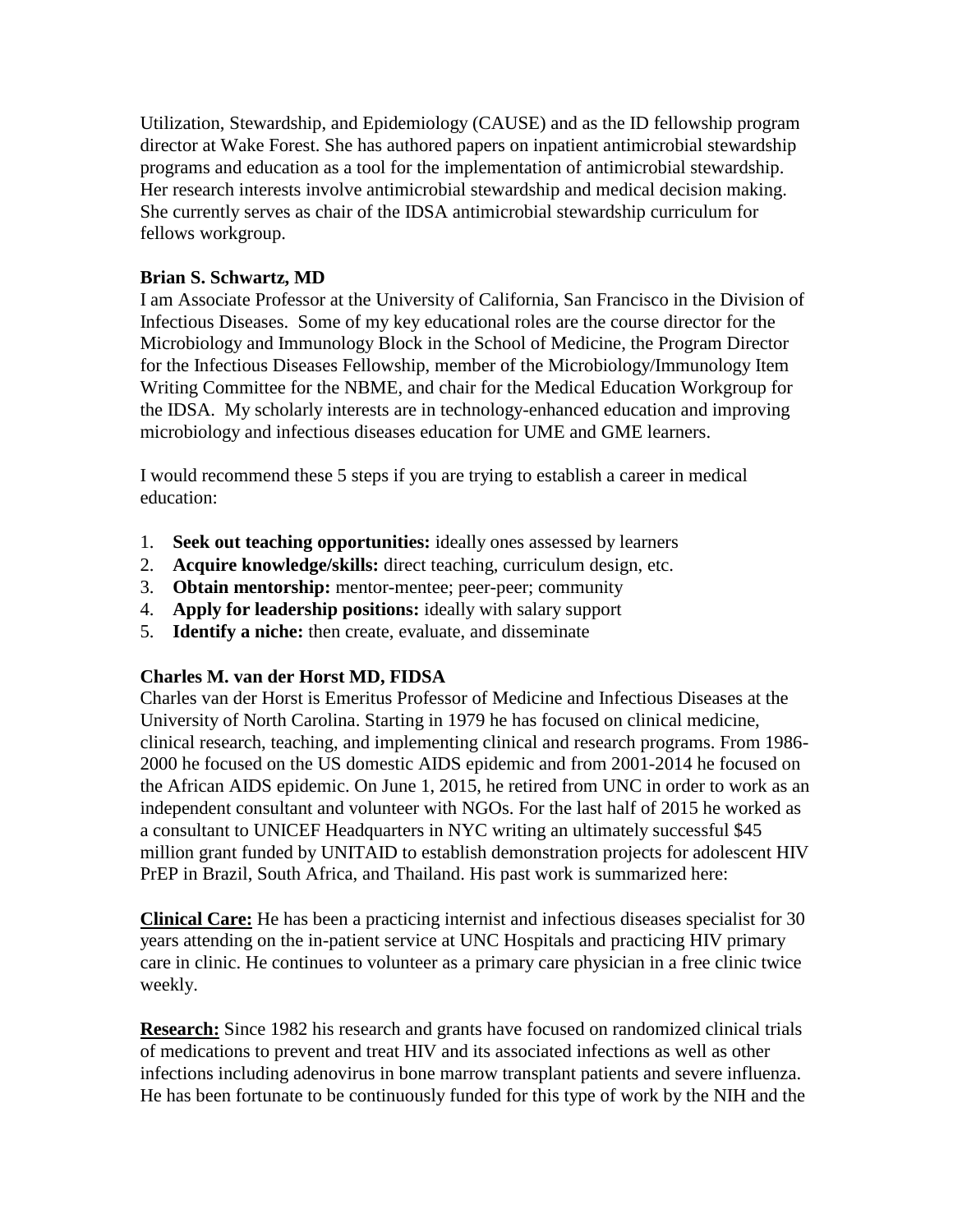Utilization, Stewardship, and Epidemiology (CAUSE) and as the ID fellowship program director at Wake Forest. She has authored papers on inpatient antimicrobial stewardship programs and education as a tool for the implementation of antimicrobial stewardship. Her research interests involve antimicrobial stewardship and medical decision making. She currently serves as chair of the IDSA antimicrobial stewardship curriculum for fellows workgroup.

**Brian S. Schwartz, MD**

I am Associate Professor at the University of California, San Francisco in the Division of Infectious Diseases. Some of my key educational roles are the course director for the Microbiology and Immunology Block in the School of Medicine, the Program Director for the Infectious Diseases Fellowship, member of the Microbiology/Immunology Item Writing Committee for the NBME, and chair for the Medical Education Workgroup for the IDSA. My scholarly interests are in technology-enhanced education and improving microbiology and infectious diseases education for UME and GME learners.

I would recommend these 5 steps if you are trying to establish a career in medical education:

1. **Seek out teaching opportunities:** ideally ones assessed by learners
2. **Acquire knowledge/skills:** direct teaching, curriculum design, etc.
3. **Obtain mentorship:** mentor-mentee; peer-peer; community
4. **Apply for leadership positions:** ideally with salary support
5. **Identify a niche:** then create, evaluate, and disseminate

**Charles M. van der Horst MD, FIDSA**

Charles van der Horst is Emeritus Professor of Medicine and Infectious Diseases at the University of North Carolina. Starting in 1979 he has focused on clinical medicine, clinical research, teaching, and implementing clinical and research programs. From 1986-2000 he focused on the US domestic AIDS epidemic and from 2001-2014 he focused on the African AIDS epidemic. On June 1, 2015, he retired from UNC in order to work as an independent consultant and volunteer with NGOs. For the last half of 2015 he worked as a consultant to UNICEF Headquarters in NYC writing an ultimately successful $45 million grant funded by UNITAID to establish demonstration projects for adolescent HIV PrEP in Brazil, South Africa, and Thailand. His past work is summarized here:

**Clinical Care:** He has been a practicing internist and infectious diseases specialist for 30 years attending on the in-patient service at UNC Hospitals and practicing HIV primary care in clinic. He continues to volunteer as a primary care physician in a free clinic twice weekly.

**Research:** Since 1982 his research and grants have focused on randomized clinical trials of medications to prevent and treat HIV and its associated infections as well as other infections including adenovirus in bone marrow transplant patients and severe influenza. He has been fortunate to be continuously funded for this type of work by the NIH and the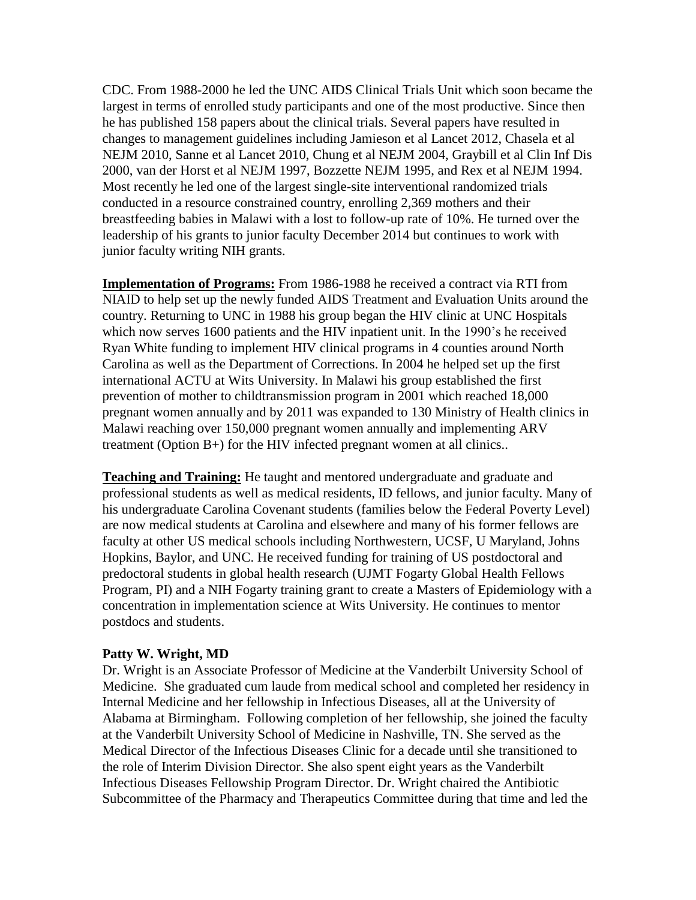CDC. From 1988-2000 he led the UNC AIDS Clinical Trials Unit which soon became the largest in terms of enrolled study participants and one of the most productive. Since then he has published 158 papers about the clinical trials. Several papers have resulted in changes to management guidelines including Jamieson et al Lancet 2012, Chasela et al NEJM 2010, Sanne et al Lancet 2010, Chung et al NEJM 2004, Graybill et al Clin Inf Dis 2000, van der Horst et al NEJM 1997, Bozzette NEJM 1995, and Rex et al NEJM 1994. Most recently he led one of the largest single-site interventional randomized trials conducted in a resource constrained country, enrolling 2,369 mothers and their breastfeeding babies in Malawi with a lost to follow-up rate of 10%. He turned over the leadership of his grants to junior faculty December 2014 but continues to work with junior faculty writing NIH grants.

**Implementation of Programs:** From 1986-1988 he received a contract via RTI from NIAID to help set up the newly funded AIDS Treatment and Evaluation Units around the country. Returning to UNC in 1988 his group began the HIV clinic at UNC Hospitals which now serves 1600 patients and the HIV inpatient unit. In the 1990's he received Ryan White funding to implement HIV clinical programs in 4 counties around North Carolina as well as the Department of Corrections. In 2004 he helped set up the first international ACTU at Wits University. In Malawi his group established the first prevention of mother to childtransmission program in 2001 which reached 18,000 pregnant women annually and by 2011 was expanded to 130 Ministry of Health clinics in Malawi reaching over 150,000 pregnant women annually and implementing ARV treatment (Option B+) for the HIV infected pregnant women at all clinics..

**Teaching and Training:** He taught and mentored undergraduate and graduate and professional students as well as medical residents, ID fellows, and junior faculty. Many of his undergraduate Carolina Covenant students (families below the Federal Poverty Level) are now medical students at Carolina and elsewhere and many of his former fellows are faculty at other US medical schools including Northwestern, UCSF, U Maryland, Johns Hopkins, Baylor, and UNC. He received funding for training of US postdoctoral and predoctoral students in global health research (UJMT Fogarty Global Health Fellows Program, PI) and a NIH Fogarty training grant to create a Masters of Epidemiology with a concentration in implementation science at Wits University. He continues to mentor postdocs and students.

**Patty W. Wright, MD**

Dr. Wright is an Associate Professor of Medicine at the Vanderbilt University School of Medicine. She graduated cum laude from medical school and completed her residency in Internal Medicine and her fellowship in Infectious Diseases, all at the University of Alabama at Birmingham. Following completion of her fellowship, she joined the faculty at the Vanderbilt University School of Medicine in Nashville, TN. She served as the Medical Director of the Infectious Diseases Clinic for a decade until she transitioned to the role of Interim Division Director. She also spent eight years as the Vanderbilt Infectious Diseases Fellowship Program Director. Dr. Wright chaired the Antibiotic Subcommittee of the Pharmacy and Therapeutics Committee during that time and led the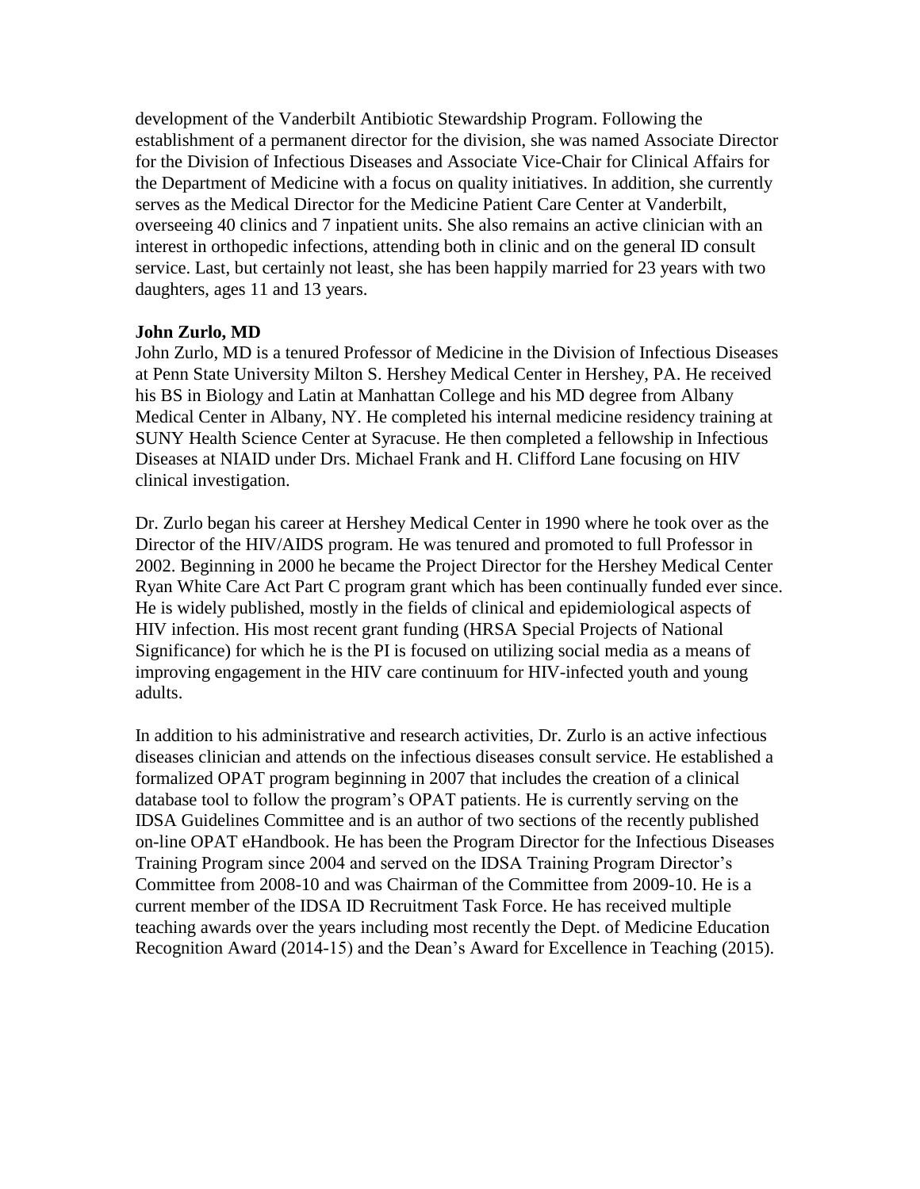development of the Vanderbilt Antibiotic Stewardship Program. Following the establishment of a permanent director for the division, she was named Associate Director for the Division of Infectious Diseases and Associate Vice-Chair for Clinical Affairs for the Department of Medicine with a focus on quality initiatives. In addition, she currently serves as the Medical Director for the Medicine Patient Care Center at Vanderbilt, overseeing 40 clinics and 7 inpatient units. She also remains an active clinician with an interest in orthopedic infections, attending both in clinic and on the general ID consult service. Last, but certainly not least, she has been happily married for 23 years with two daughters, ages 11 and 13 years.

**John Zurlo, MD**

John Zurlo, MD is a tenured Professor of Medicine in the Division of Infectious Diseases at Penn State University Milton S. Hershey Medical Center in Hershey, PA. He received his BS in Biology and Latin at Manhattan College and his MD degree from Albany Medical Center in Albany, NY. He completed his internal medicine residency training at SUNY Health Science Center at Syracuse. He then completed a fellowship in Infectious Diseases at NIAID under Drs. Michael Frank and H. Clifford Lane focusing on HIV clinical investigation.

Dr. Zurlo began his career at Hershey Medical Center in 1990 where he took over as the Director of the HIV/AIDS program. He was tenured and promoted to full Professor in 2002. Beginning in 2000 he became the Project Director for the Hershey Medical Center Ryan White Care Act Part C program grant which has been continually funded ever since. He is widely published, mostly in the fields of clinical and epidemiological aspects of HIV infection. His most recent grant funding (HRSA Special Projects of National Significance) for which he is the PI is focused on utilizing social media as a means of improving engagement in the HIV care continuum for HIV-infected youth and young adults.

In addition to his administrative and research activities, Dr. Zurlo is an active infectious diseases clinician and attends on the infectious diseases consult service. He established a formalized OPAT program beginning in 2007 that includes the creation of a clinical database tool to follow the program's OPAT patients. He is currently serving on the IDSA Guidelines Committee and is an author of two sections of the recently published on-line OPAT eHandbook. He has been the Program Director for the Infectious Diseases Training Program since 2004 and served on the IDSA Training Program Director's Committee from 2008-10 and was Chairman of the Committee from 2009-10. He is a current member of the IDSA ID Recruitment Task Force. He has received multiple teaching awards over the years including most recently the Dept. of Medicine Education Recognition Award (2014-15) and the Dean's Award for Excellence in Teaching (2015).